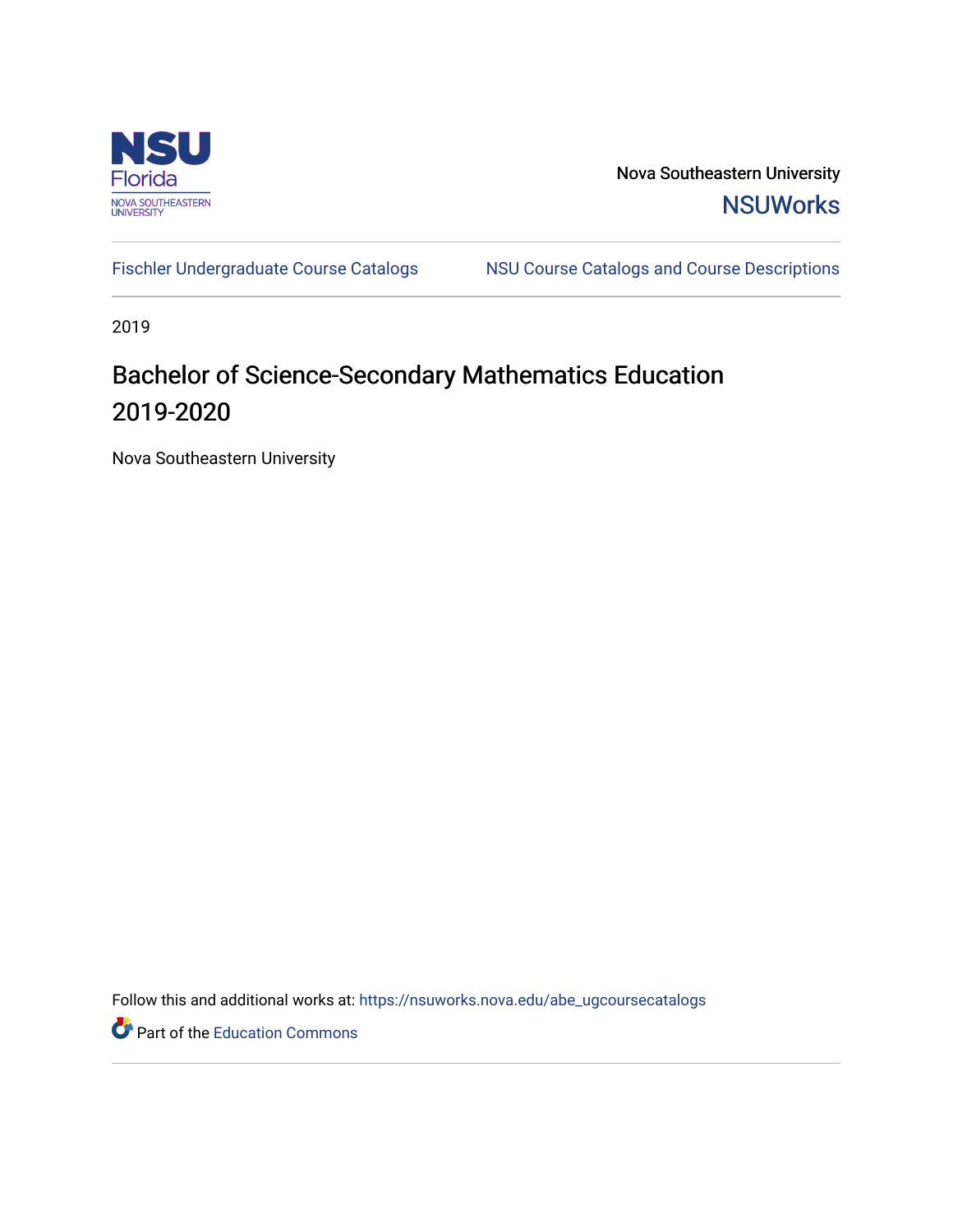Nova Southeastern University

NSUWorks

Fischler Undergraduate Course Catalogs | NSU Course Catalogs and Course Descriptions

2019

# Bachelor of Science-Secondary Mathematics Education 2019-2020

Nova Southeastern University

Follow this and additional works at: https://nsuworks.nova.edu/abe_ugcoursecatalogs

Part of the Education Commons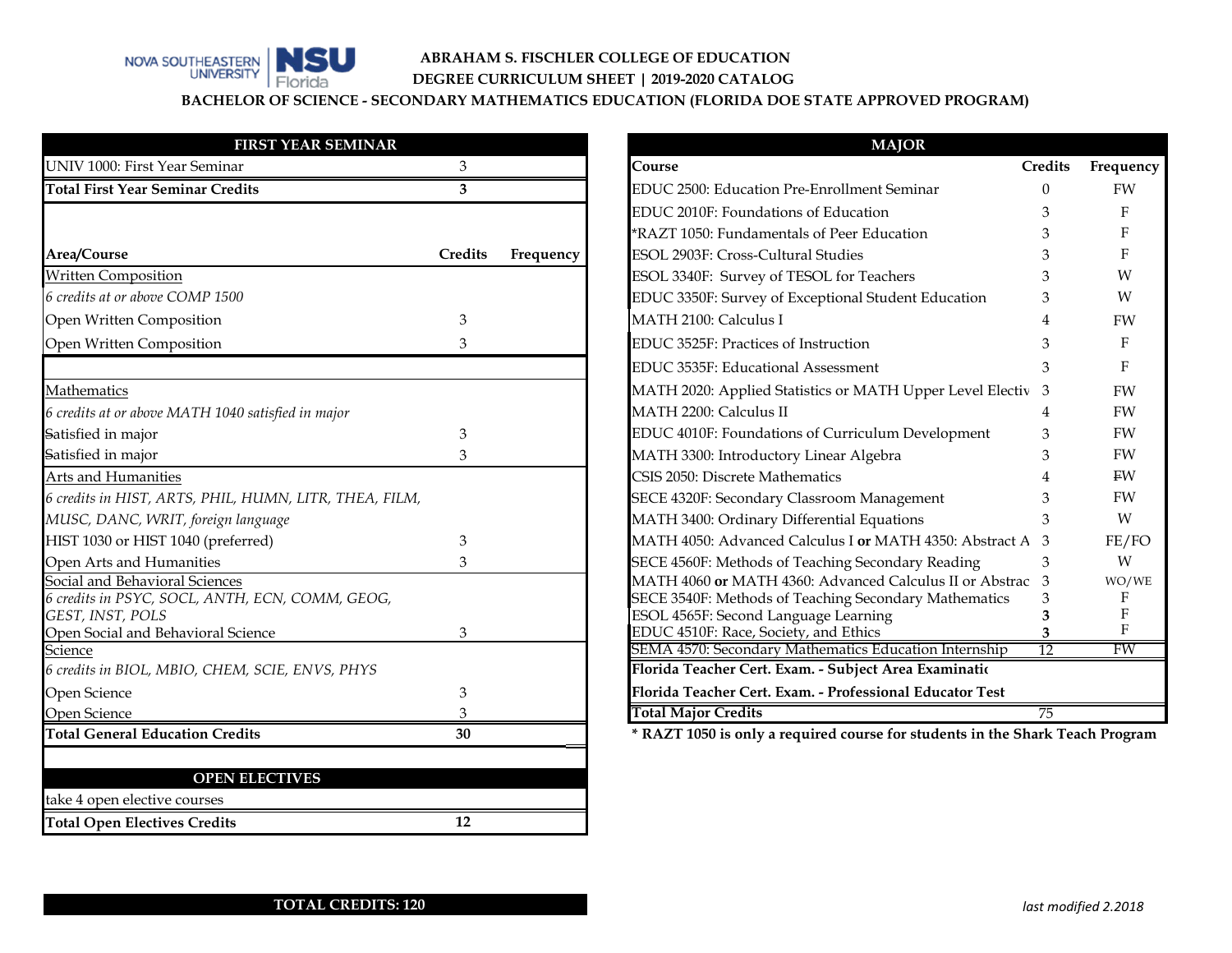**ABRAHAM S. FISCHLER COLLEGE OF EDUCATION**

**DEGREE CURRICULUM SHEET | 2019-2020 CATALOG**

**BACHELOR OF SCIENCE - SECONDARY MATHEMATICS EDUCATION (FLORIDA DOE STATE APPROVED PROGRAM)**

| FIRST YEAR SEMINAR | | |
|---|---|---|
| UNIV 1000: First Year Seminar | 3 | |
| **Total First Year Seminar Credits** | **3** | |

| Area/Course | Credits | Frequency |
|---|---|---|
| Written Composition | | |
| *6 credits at or above COMP 1500* | | |
| Open Written Composition | 3 | |
| Open Written Composition | 3 | |
| Mathematics | | |
| *6 credits at or above MATH 1040 satisfied in major* | | |
| Satisfied in major | 3 | |
| Satisfied in major | 3 | |
| Arts and Humanities | | |
| *6 credits in HIST, ARTS, PHIL, HUMN, LITR, THEA, FILM, MUSC, DANC, WRIT, foreign language* | | |
| HIST 1030 or HIST 1040 (preferred) | 3 | |
| Open Arts and Humanities | 3 | |
| Social and Behavioral Sciences | | |
| *6 credits in PSYC, SOCL, ANTH, ECN, COMM, GEOG, GEST, INST, POLS* | | |
| Open Social and Behavioral Science | 3 | |
| Science | | |
| *6 credits in BIOL, MBIO, CHEM, SCIE, ENVS, PHYS* | | |
| Open Science | 3 | |
| Open Science | 3 | |
| **Total General Education Credits** | **30** | |

| OPEN ELECTIVES | |
|---|---|
| take 4 open elective courses | |
| **Total Open Electives Credits** | **12** |

| MAJOR | | |
|---|---|---|
| **Course** | **Credits** | **Frequency** |
| EDUC 2500: Education Pre-Enrollment Seminar | 0 | FW |
| EDUC 2010F: Foundations of Education | 3 | F |
| *RAZT 1050: Fundamentals of Peer Education | 3 | F |
| ESOL 2903F: Cross-Cultural Studies | 3 | F |
| ESOL 3340F: Survey of TESOL for Teachers | 3 | W |
| EDUC 3350F: Survey of Exceptional Student Education | 3 | W |
| MATH 2100: Calculus I | 4 | FW |
| EDUC 3525F: Practices of Instruction | 3 | F |
| EDUC 3535F: Educational Assessment | 3 | F |
| MATH 2020: Applied Statistics or MATH Upper Level Electiv | 3 | FW |
| MATH 2200: Calculus II | 4 | FW |
| EDUC 4010F: Foundations of Curriculum Development | 3 | FW |
| MATH 3300: Introductory Linear Algebra | 3 | FW |
| CSIS 2050: Discrete Mathematics | 4 | FW |
| SECE 4320F: Secondary Classroom Management | 3 | FW |
| MATH 3400: Ordinary Differential Equations | 3 | W |
| MATH 4050: Advanced Calculus I **or** MATH 4350: Abstract A | 3 | FE/FO |
| SECE 4560F: Methods of Teaching Secondary Reading | 3 | W |
| MATH 4060 **or** MATH 4360: Advanced Calculus II or Abstrac | 3 | WO/WE |
| SECE 3540F: Methods of Teaching Secondary Mathematics | 3 | F |
| ESOL 4565F: Second Language Learning | 3 | F |
| EDUC 4510F: Race, Society, and Ethics | 3 | F |
| SEMA 4570: Secondary Mathematics Education Internship | 12 | FW |
| **Florida Teacher Cert. Exam. - Subject Area Examinatio** | | |
| **Florida Teacher Cert. Exam. - Professional Educator Test** | | |
| **Total Major Credits** | 75 | |

**\* RAZT 1050 is only a required course for students in the Shark Teach Program**

**TOTAL CREDITS: 120**

*last modified 2.2018*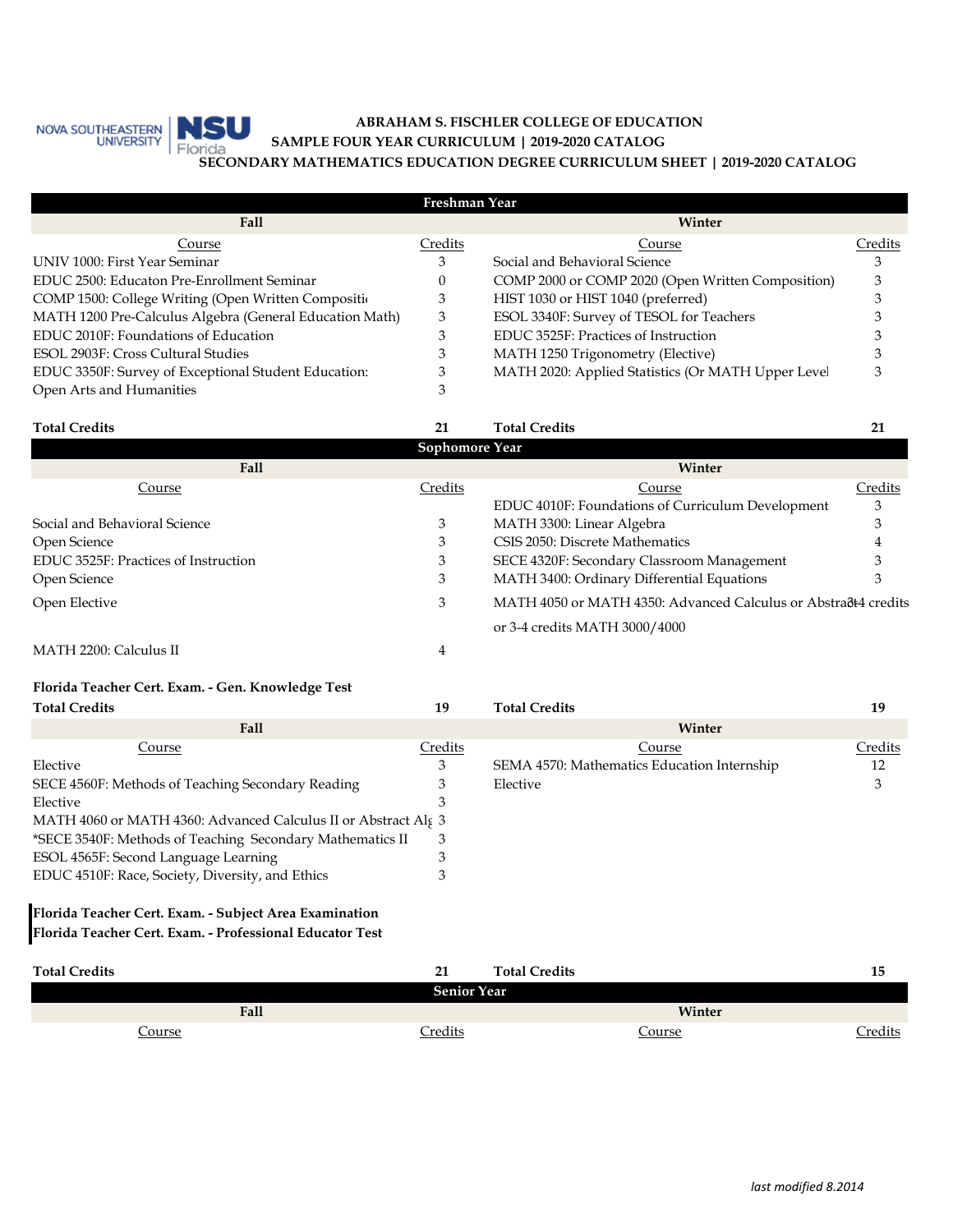**ABRAHAM S. FISCHLER COLLEGE OF EDUCATION**
**SAMPLE FOUR YEAR CURRICULUM | 2019-2020 CATALOG**
**SECONDARY MATHEMATICS EDUCATION DEGREE CURRICULUM SHEET | 2019-2020 CATALOG**

## Freshman Year

| Fall Course | Credits | Winter Course | Credits |
|---|---|---|---|
| UNIV 1000: First Year Seminar | 3 | Social and Behavioral Science | 3 |
| EDUC 2500: Educaton Pre-Enrollment Seminar | 0 | COMP 2000 or COMP 2020 (Open Written Composition) | 3 |
| COMP 1500: College Writing (Open Written Compositio | 3 | HIST 1030 or HIST 1040 (preferred) | 3 |
| MATH 1200 Pre-Calculus Algebra (General Education Math) | 3 | ESOL 3340F: Survey of TESOL for Teachers | 3 |
| EDUC 2010F: Foundations of Education | 3 | EDUC 3525F: Practices of Instruction | 3 |
| ESOL 2903F: Cross Cultural Studies | 3 | MATH 1250 Trigonometry (Elective) | 3 |
| EDUC 3350F: Survey of Exceptional Student Education: | 3 | MATH 2020: Applied Statistics (Or MATH Upper Level | 3 |
| Open Arts and Humanities | 3 | | |
| **Total Credits** | **21** | **Total Credits** | **21** |

## Sophomore Year

| Fall Course | Credits | Winter Course | Credits |
|---|---|---|---|
| | | EDUC 4010F: Foundations of Curriculum Development | 3 |
| Social and Behavioral Science | 3 | MATH 3300: Linear Algebra | 3 |
| Open Science | 3 | CSIS 2050: Discrete Mathematics | 4 |
| EDUC 3525F: Practices of Instruction | 3 | SECE 4320F: Secondary Classroom Management | 3 |
| Open Science | 3 | MATH 3400: Ordinary Differential Equations | 3 |
| Open Elective | 3 | MATH 4050 or MATH 4350: Advanced Calculus or Abstract Algebra or 3-4 credits MATH 3000/4000 | 3-4 credits |
| MATH 2200: Calculus II | 4 | | |
| **Florida Teacher Cert. Exam. - Gen. Knowledge Test** | | | |
| **Total Credits** | **19** | **Total Credits** | **19** |

| Fall Course | Credits | Winter Course | Credits |
|---|---|---|---|
| Elective | 3 | SEMA 4570: Mathematics Education Internship | 12 |
| SECE 4560F: Methods of Teaching Secondary Reading | 3 | Elective | 3 |
| Elective | 3 | | |
| MATH 4060 or MATH 4360: Advanced Calculus II or Abstract Alg | 3 | | |
| *SECE 3540F: Methods of Teaching Secondary Mathematics II | 3 | | |
| ESOL 4565F: Second Language Learning | 3 | | |
| EDUC 4510F: Race, Society, Diversity, and Ethics | 3 | | |
| **Florida Teacher Cert. Exam. - Subject Area Examination** | | | |
| **Florida Teacher Cert. Exam. - Professional Educator Test** | | | |
| **Total Credits** | **21** | **Total Credits** | **15** |

## Senior Year

| Fall Course | Credits | Winter Course | Credits |
|---|---|---|---|

*last modified 8.2014*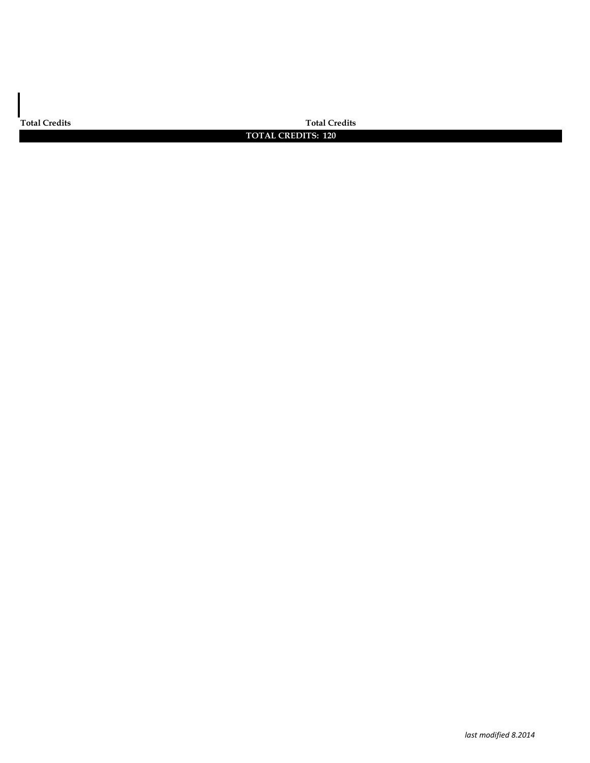| Total Credits | Total Credits |
|---|---|
| **TOTAL CREDITS: 120** | |

*last modified 8.2014*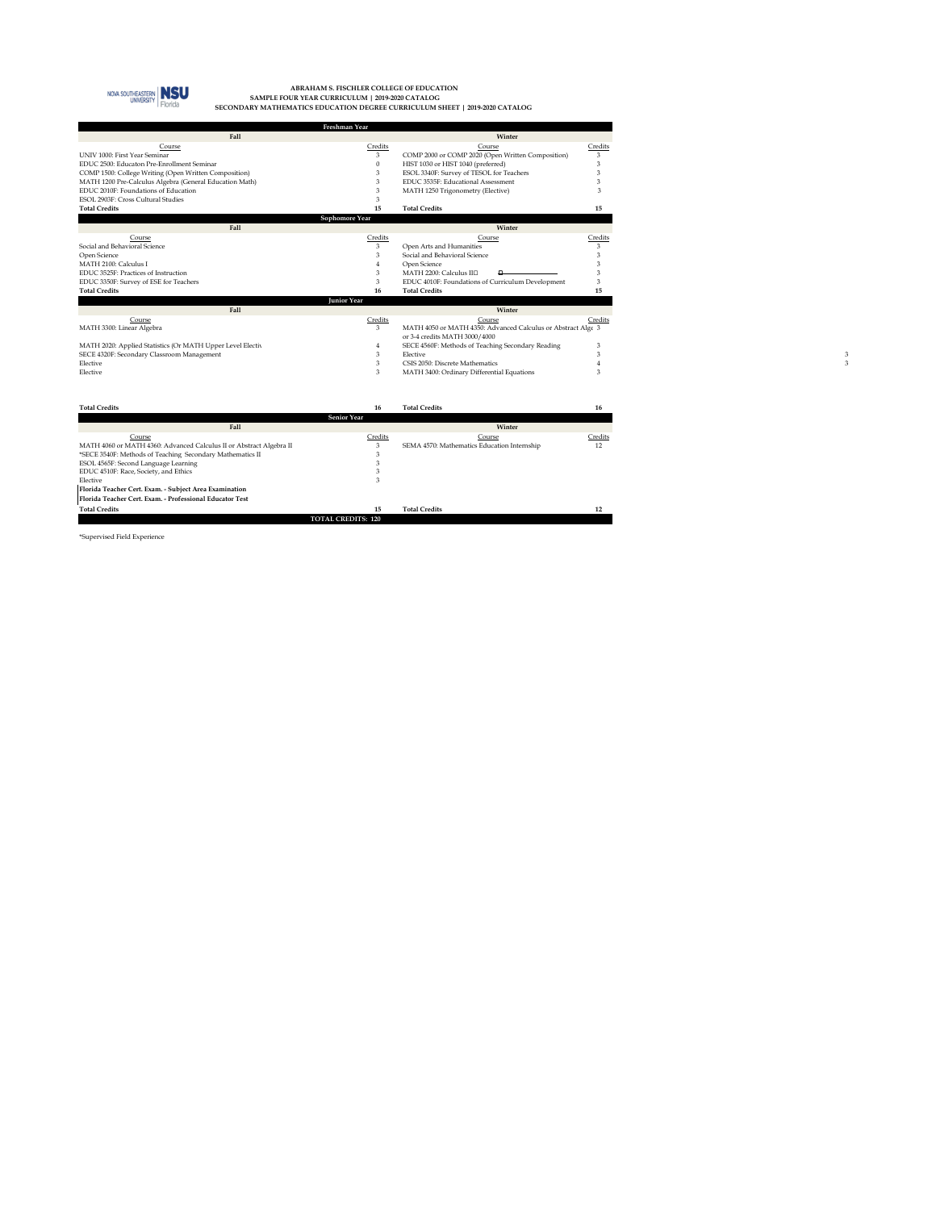# ABRAHAM S. FISCHLER COLLEGE OF EDUCATION

**SAMPLE FOUR YEAR CURRICULUM | 2019-2020 CATALOG**

**SECONDARY MATHEMATICS EDUCATION DEGREE CURRICULUM SHEET | 2019-2020 CATALOG**

| **Freshman Year** | | | |
|---|---|---|---|
| **Fall** | | **Winter** | |
| Course | Credits | Course | Credits |
| UNIV 1000: First Year Seminar | 3 | COMP 2000 or COMP 2020 (Open Written Composition) | 3 |
| EDUC 2500: Educaton Pre-Enrollment Seminar | 0 | HIST 1030 or HIST 1040 (preferred) | 3 |
| COMP 1500: College Writing (Open Written Composition) | 3 | ESOL 3340F: Survey of TESOL for Teachers | 3 |
| MATH 1200 Pre-Calculus Algebra (General Education Math) | 3 | EDUC 3535F: Educational Assessment | 3 |
| EDUC 2010F: Foundations of Education | 3 | MATH 1250 Trigonometry (Elective) | 3 |
| ESOL 2903F: Cross Cultural Studies | 3 | | |
| **Total Credits** | **15** | **Total Credits** | **15** |
| **Sophomore Year** | | | |
| **Fall** | | **Winter** | |
| Course | Credits | Course | Credits |
| Social and Behavioral Science | 3 | Open Arts and Humanities | 3 |
| Open Science | 3 | Social and Behavioral Science | 3 |
| MATH 2100: Calculus I | 4 | Open Science | 3 |
| EDUC 3525F: Practices of Instruction | 3 | MATH 2200: Calculus II | 3 |
| EDUC 3350F: Survey of ESE for Teachers | 3 | EDUC 4010F: Foundations of Curriculum Development | 3 |
| **Total Credits** | **16** | **Total Credits** | **15** |
| **Junior Year** | | | |
| **Fall** | | **Winter** | |
| Course | Credits | Course | Credits |
| MATH 3300: Linear Algebra | 3 | MATH 4050 or MATH 4350: Advanced Calculus or Abstract Alg or 3-4 credits MATH 3000/4000 | 3 |
| MATH 2020: Applied Statistics (Or MATH Upper Level Electiv | 4 | SECE 4560F: Methods of Teaching Secondary Reading | 3 |
| SECE 4320F: Secondary Classroom Management | 3 | Elective | 3 |
| Elective | 3 | CSIS 2050: Discrete Mathematics | 4 |
| Elective | 3 | MATH 3400: Ordinary Differential Equations | 3 |
| **Total Credits** | **16** | **Total Credits** | **16** |
| **Senior Year** | | | |
| **Fall** | | **Winter** | |
| Course | Credits | Course | Credits |
| MATH 4060 or MATH 4360: Advanced Calculus II or Abstract Algebra II | 3 | SEMA 4570: Mathematics Education Internship | 12 |
| *SECE 3540F: Methods of Teaching Secondary Mathematics II | 3 | | |
| ESOL 4565F: Second Language Learning | 3 | | |
| EDUC 4510F: Race, Society, and Ethics | 3 | | |
| Elective | 3 | | |
| **Florida Teacher Cert. Exam. - Subject Area Examination** | | | |
| **Florida Teacher Cert. Exam. - Professional Educator Test** | | | |
| **Total Credits** | **15** | **Total Credits** | **12** |
| **TOTAL CREDITS: 120** | | | |

3
3

*Supervised Field Experience